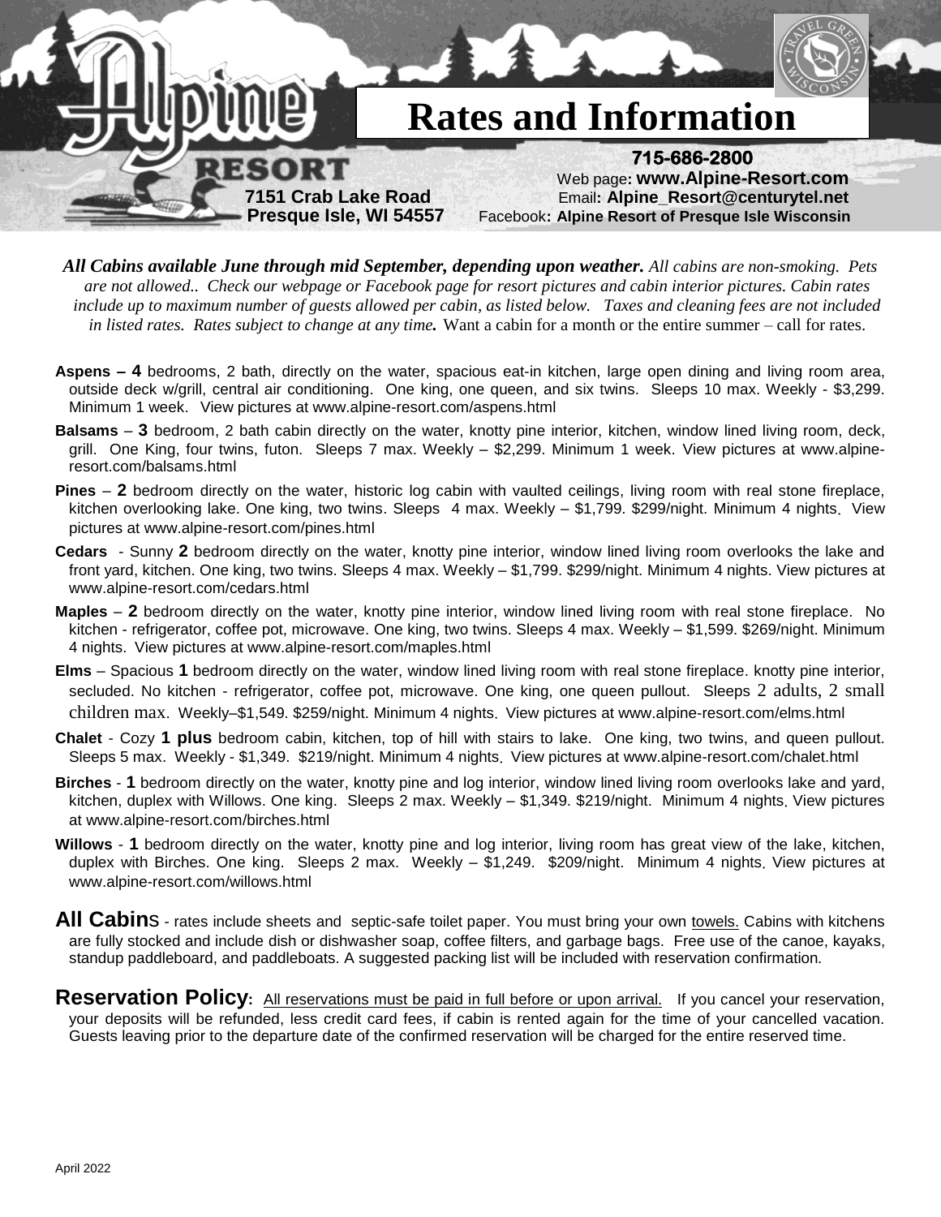# Alpine Resort

# Rates and Information

**7151 Crab Lake Road**
**Presque Isle, WI 54557**

**715-686-2800**
Web page: **www.Alpine-Resort.com**
Email: **Alpine_Resort@centurytel.net**
Facebook: **Alpine Resort of Presque Isle Wisconsin**

***All Cabins available June through mid September, depending upon weather.*** *All cabins are non-smoking. Pets are not allowed.. Check our webpage or Facebook page for resort pictures and cabin interior pictures. Cabin rates include up to maximum number of guests allowed per cabin, as listed below. Taxes and cleaning fees are not included in listed rates. Rates subject to change at any time.* Want a cabin for a month or the entire summer – call for rates.

**Aspens – 4** bedrooms, 2 bath, directly on the water, spacious eat-in kitchen, large open dining and living room area, outside deck w/grill, central air conditioning. One king, one queen, and six twins. Sleeps 10 max. Weekly - $3,299. Minimum 1 week. View pictures at www.alpine-resort.com/aspens.html

**Balsams** – **3** bedroom, 2 bath cabin directly on the water, knotty pine interior, kitchen, window lined living room, deck, grill. One King, four twins, futon. Sleeps 7 max. Weekly – $2,299. Minimum 1 week. View pictures at www.alpine-resort.com/balsams.html

**Pines** – **2** bedroom directly on the water, historic log cabin with vaulted ceilings, living room with real stone fireplace, kitchen overlooking lake. One king, two twins. Sleeps 4 max. Weekly – $1,799. $299/night. Minimum 4 nights. View pictures at www.alpine-resort.com/pines.html

**Cedars** - Sunny **2** bedroom directly on the water, knotty pine interior, window lined living room overlooks the lake and front yard, kitchen. One king, two twins. Sleeps 4 max. Weekly – $1,799. $299/night. Minimum 4 nights. View pictures at www.alpine-resort.com/cedars.html

**Maples** – **2** bedroom directly on the water, knotty pine interior, window lined living room with real stone fireplace. No kitchen - refrigerator, coffee pot, microwave. One king, two twins. Sleeps 4 max. Weekly – $1,599. $269/night. Minimum 4 nights. View pictures at www.alpine-resort.com/maples.html

**Elms** – Spacious **1** bedroom directly on the water, window lined living room with real stone fireplace. knotty pine interior, secluded. No kitchen - refrigerator, coffee pot, microwave. One king, one queen pullout. Sleeps 2 adults, 2 small children max. Weekly–$1,549. $259/night. Minimum 4 nights. View pictures at www.alpine-resort.com/elms.html

**Chalet** - Cozy **1 plus** bedroom cabin, kitchen, top of hill with stairs to lake. One king, two twins, and queen pullout. Sleeps 5 max. Weekly - $1,349. $219/night. Minimum 4 nights. View pictures at www.alpine-resort.com/chalet.html

**Birches** - **1** bedroom directly on the water, knotty pine and log interior, window lined living room overlooks lake and yard, kitchen, duplex with Willows. One king. Sleeps 2 max. Weekly – $1,349. $219/night. Minimum 4 nights. View pictures at www.alpine-resort.com/birches.html

**Willows** - **1** bedroom directly on the water, knotty pine and log interior, living room has great view of the lake, kitchen, duplex with Birches. One king. Sleeps 2 max. Weekly – $1,249. $209/night. Minimum 4 nights. View pictures at www.alpine-resort.com/willows.html

**All Cabins** - rates include sheets and septic-safe toilet paper. You must bring your own <u>towels.</u> Cabins with kitchens are fully stocked and include dish or dishwasher soap, coffee filters, and garbage bags. Free use of the canoe, kayaks, standup paddleboard, and paddleboats. A suggested packing list will be included with reservation confirmation.

**Reservation Policy:** <u>All reservations must be paid in full before or upon arrival.</u> If you cancel your reservation, your deposits will be refunded, less credit card fees, if cabin is rented again for the time of your cancelled vacation. Guests leaving prior to the departure date of the confirmed reservation will be charged for the entire reserved time.

April 2022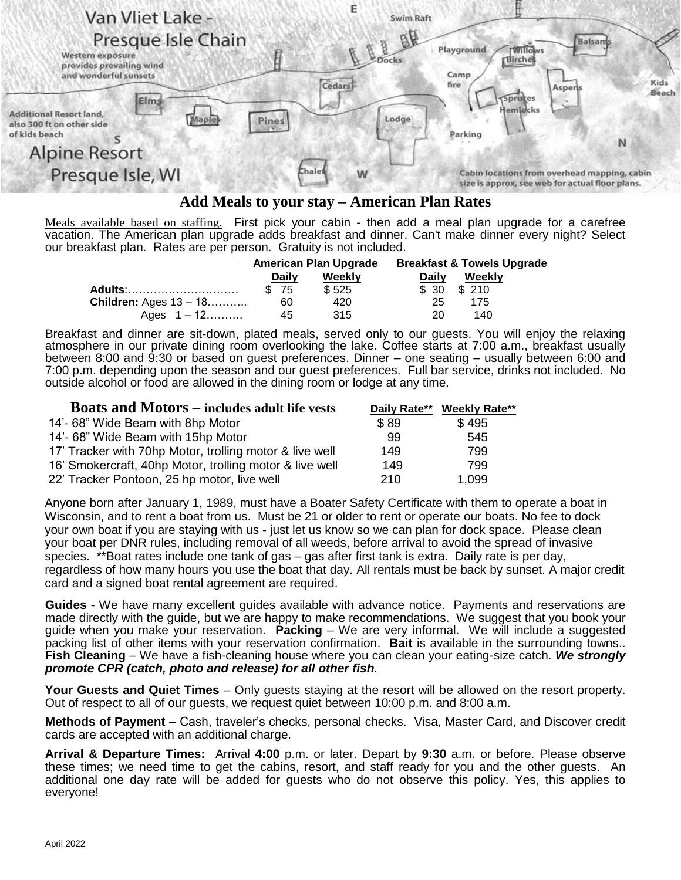Van Vliet Lake - Presque Isle Chain

Western exposure provides prevailing wind and wonderful sunsets

Additional Resort land, also 300 ft on other side of kids beach

Alpine Resort

Presque Isle, WI

E
Swim Raft
Docks
Playground
Willows
Birches
Balsams
Camp fire
Aspens
Kids Beach
Cedars
Spruces
Hemlocks
Elms
Maple
Pines
Lodge
Parking
S
N
Chalet
W

Cabin locations from overhead mapping, cabin size is approx, see web for actual floor plans.

## Add Meals to your stay – American Plan Rates

Meals available based on staffing. First pick your cabin - then add a meal plan upgrade for a carefree vacation. The American plan upgrade adds breakfast and dinner. Can't make dinner every night? Select our breakfast plan. Rates are per person. Gratuity is not included.

| | American Plan Upgrade | | Breakfast & Towels Upgrade | |
|---|---|---|---|---|
| | **Daily** | **Weekly** | **Daily** | **Weekly** |
| **Adults**:………………………… | $ 75 | $ 525 | $ 30 | $ 210 |
| **Children:** Ages 13 – 18……….. | 60 | 420 | 25 | 175 |
| Ages 1 – 12………. | 45 | 315 | 20 | 140 |

Breakfast and dinner are sit-down, plated meals, served only to our guests. You will enjoy the relaxing atmosphere in our private dining room overlooking the lake. Coffee starts at 7:00 a.m., breakfast usually between 8:00 and 9:30 or based on guest preferences. Dinner – one seating – usually between 6:00 and 7:00 p.m. depending upon the season and our guest preferences. Full bar service, drinks not included. No outside alcohol or food are allowed in the dining room or lodge at any time.

| **Boats and Motors – includes adult life vests** | **Daily Rate\*\*** | **Weekly Rate\*\*** |
|---|---|---|
| 14'- 68" Wide Beam with 8hp Motor | $ 89 | $ 495 |
| 14'- 68" Wide Beam with 15hp Motor | 99 | 545 |
| 17' Tracker with 70hp Motor, trolling motor & live well | 149 | 799 |
| 16' Smokercraft, 40hp Motor, trolling motor & live well | 149 | 799 |
| 22' Tracker Pontoon, 25 hp motor, live well | 210 | 1,099 |

Anyone born after January 1, 1989, must have a Boater Safety Certificate with them to operate a boat in Wisconsin, and to rent a boat from us. Must be 21 or older to rent or operate our boats. No fee to dock your own boat if you are staying with us - just let us know so we can plan for dock space. Please clean your boat per DNR rules, including removal of all weeds, before arrival to avoid the spread of invasive species. **Boat rates include one tank of gas – gas after first tank is extra. Daily rate is per day, regardless of how many hours you use the boat that day. All rentals must be back by sunset. A major credit card and a signed boat rental agreement are required.

**Guides** - We have many excellent guides available with advance notice. Payments and reservations are made directly with the guide, but we are happy to make recommendations. We suggest that you book your guide when you make your reservation. **Packing** – We are very informal. We will include a suggested packing list of other items with your reservation confirmation. **Bait** is available in the surrounding towns.. **Fish Cleaning** – We have a fish-cleaning house where you can clean your eating-size catch. ***We strongly promote CPR (catch, photo and release) for all other fish.***

**Your Guests and Quiet Times** – Only guests staying at the resort will be allowed on the resort property. Out of respect to all of our guests, we request quiet between 10:00 p.m. and 8:00 a.m.

**Methods of Payment** – Cash, traveler's checks, personal checks. Visa, Master Card, and Discover credit cards are accepted with an additional charge.

**Arrival & Departure Times:** Arrival **4:00** p.m. or later. Depart by **9:30** a.m. or before. Please observe these times; we need time to get the cabins, resort, and staff ready for you and the other guests. An additional one day rate will be added for guests who do not observe this policy. Yes, this applies to everyone!

April 2022